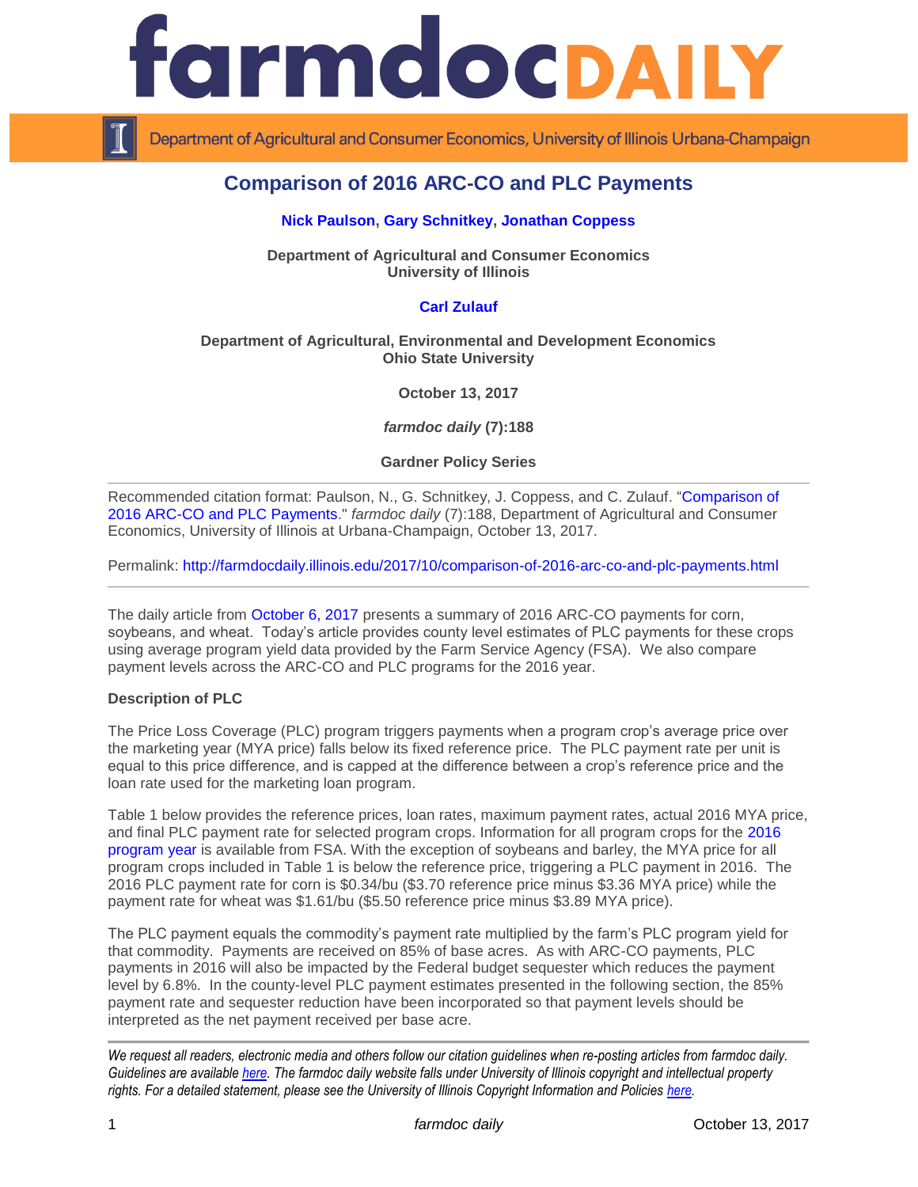# farmdoc DAILY

Department of Agricultural and Consumer Economics, University of Illinois Urbana-Champaign

## Comparison of 2016 ARC-CO and PLC Payments

**Nick Paulson, Gary Schnitkey, Jonathan Coppess**

**Department of Agricultural and Consumer Economics**
**University of Illinois**

**Carl Zulauf**

**Department of Agricultural, Environmental and Development Economics**
**Ohio State University**

**October 13, 2017**

***farmdoc daily* (7):188**

**Gardner Policy Series**

---

Recommended citation format: Paulson, N., G. Schnitkey, J. Coppess, and C. Zulauf. "Comparison of 2016 ARC-CO and PLC Payments." *farmdoc daily* (7):188, Department of Agricultural and Consumer Economics, University of Illinois at Urbana-Champaign, October 13, 2017.

Permalink: http://farmdocdaily.illinois.edu/2017/10/comparison-of-2016-arc-co-and-plc-payments.html

---

The daily article from October 6, 2017 presents a summary of 2016 ARC-CO payments for corn, soybeans, and wheat. Today's article provides county level estimates of PLC payments for these crops using average program yield data provided by the Farm Service Agency (FSA). We also compare payment levels across the ARC-CO and PLC programs for the 2016 year.

**Description of PLC**

The Price Loss Coverage (PLC) program triggers payments when a program crop's average price over the marketing year (MYA price) falls below its fixed reference price. The PLC payment rate per unit is equal to this price difference, and is capped at the difference between a crop's reference price and the loan rate used for the marketing loan program.

Table 1 below provides the reference prices, loan rates, maximum payment rates, actual 2016 MYA price, and final PLC payment rate for selected program crops. Information for all program crops for the 2016 program year is available from FSA. With the exception of soybeans and barley, the MYA price for all program crops included in Table 1 is below the reference price, triggering a PLC payment in 2016. The 2016 PLC payment rate for corn is \$0.34/bu (\$3.70 reference price minus \$3.36 MYA price) while the payment rate for wheat was \$1.61/bu (\$5.50 reference price minus \$3.89 MYA price).

The PLC payment equals the commodity's payment rate multiplied by the farm's PLC program yield for that commodity. Payments are received on 85% of base acres. As with ARC-CO payments, PLC payments in 2016 will also be impacted by the Federal budget sequester which reduces the payment level by 6.8%. In the county-level PLC payment estimates presented in the following section, the 85% payment rate and sequester reduction have been incorporated so that payment levels should be interpreted as the net payment received per base acre.

---

*We request all readers, electronic media and others follow our citation guidelines when re-posting articles from farmdoc daily. Guidelines are available here. The farmdoc daily website falls under University of Illinois copyright and intellectual property rights. For a detailed statement, please see the University of Illinois Copyright Information and Policies here.*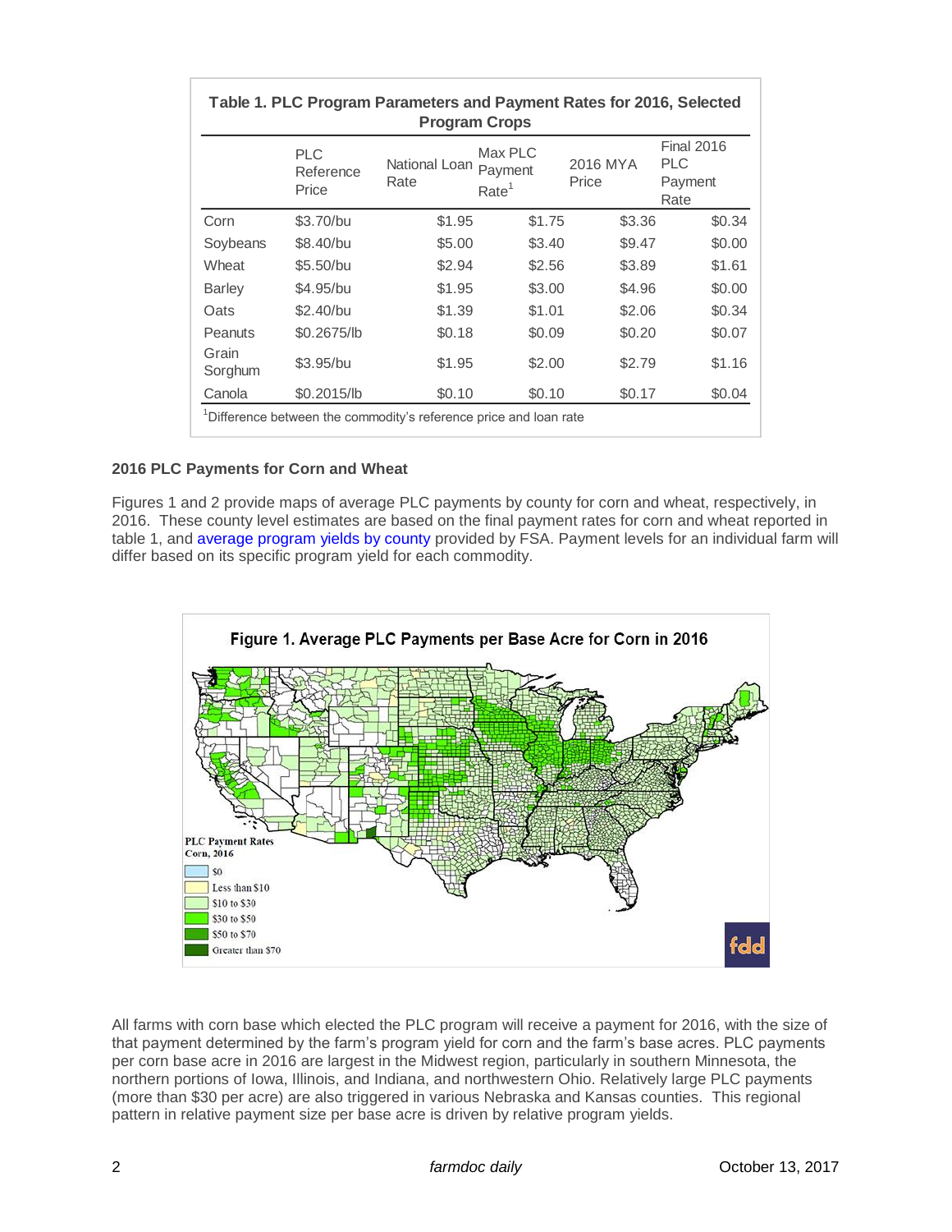**Table 1. PLC Program Parameters and Payment Rates for 2016, Selected Program Crops**

| | PLC Reference Price | National Loan Rate | Max PLC Payment Rate[1] | 2016 MYA Price | Final 2016 PLC Payment Rate |
|---|---|---|---|---|---|
| Corn | $3.70/bu | $1.95 | $1.75 | $3.36 | $0.34 |
| Soybeans | $8.40/bu | $5.00 | $3.40 | $9.47 | $0.00 |
| Wheat | $5.50/bu | $2.94 | $2.56 | $3.89 | $1.61 |
| Barley | $4.95/bu | $1.95 | $3.00 | $4.96 | $0.00 |
| Oats | $2.40/bu | $1.39 | $1.01 | $2.06 | $0.34 |
| Peanuts | $0.2675/lb | $0.18 | $0.09 | $0.20 | $0.07 |
| Grain Sorghum | $3.95/bu | $1.95 | $2.00 | $2.79 | $1.16 |
| Canola | $0.2015/lb | $0.10 | $0.10 | $0.17 | $0.04 |

[1]Difference between the commodity's reference price and loan rate

**2016 PLC Payments for Corn and Wheat**

Figures 1 and 2 provide maps of average PLC payments by county for corn and wheat, respectively, in 2016. These county level estimates are based on the final payment rates for corn and wheat reported in table 1, and average program yields by county provided by FSA. Payment levels for an individual farm will differ based on its specific program yield for each commodity.

Figure 1. Average PLC Payments per Base Acre for Corn in 2016

All farms with corn base which elected the PLC program will receive a payment for 2016, with the size of that payment determined by the farm's program yield for corn and the farm's base acres. PLC payments per corn base acre in 2016 are largest in the Midwest region, particularly in southern Minnesota, the northern portions of Iowa, Illinois, and Indiana, and northwestern Ohio. Relatively large PLC payments (more than $30 per acre) are also triggered in various Nebraska and Kansas counties. This regional pattern in relative payment size per base acre is driven by relative program yields.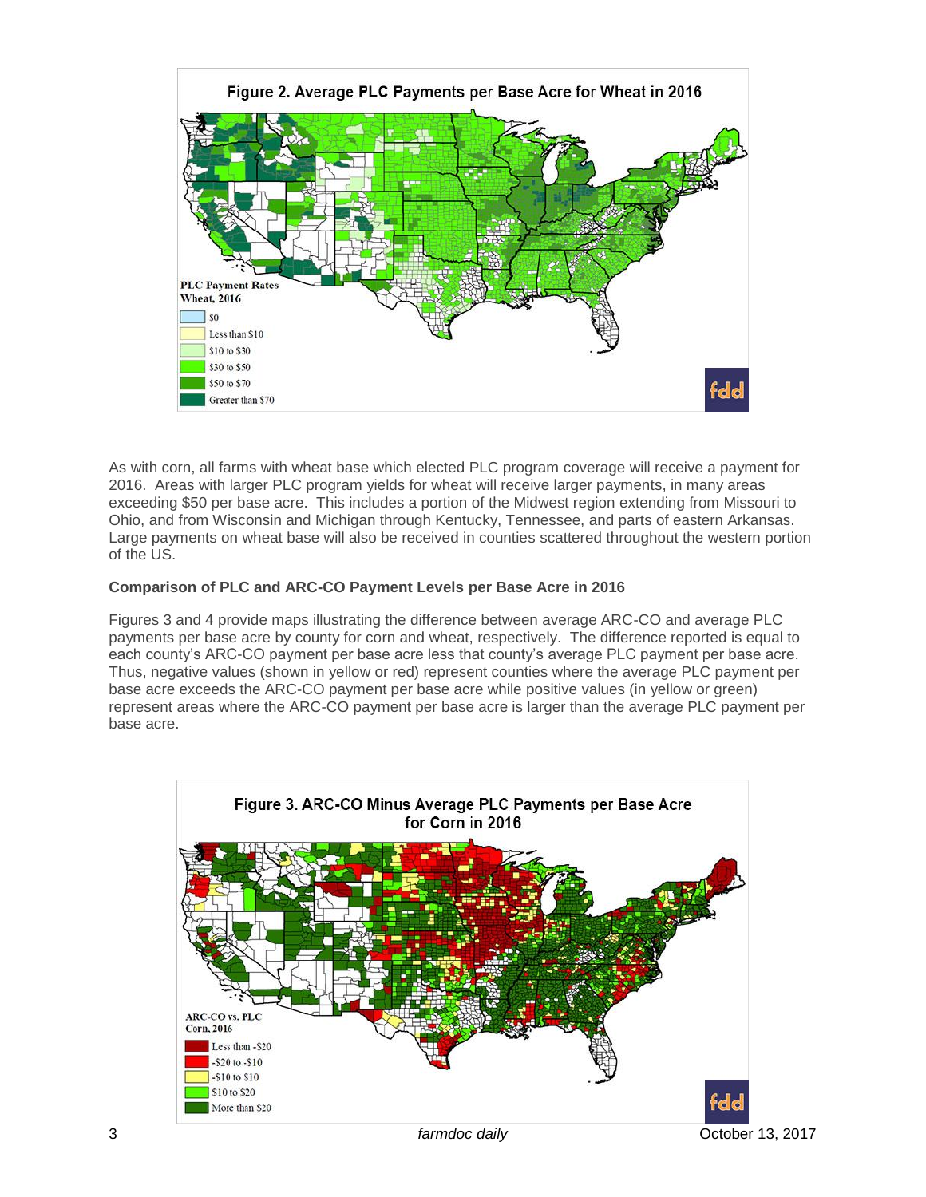Figure 2. Average PLC Payments per Base Acre for Wheat in 2016

As with corn, all farms with wheat base which elected PLC program coverage will receive a payment for 2016. Areas with larger PLC program yields for wheat will receive larger payments, in many areas exceeding $50 per base acre. This includes a portion of the Midwest region extending from Missouri to Ohio, and from Wisconsin and Michigan through Kentucky, Tennessee, and parts of eastern Arkansas. Large payments on wheat base will also be received in counties scattered throughout the western portion of the US.

**Comparison of PLC and ARC-CO Payment Levels per Base Acre in 2016**

Figures 3 and 4 provide maps illustrating the difference between average ARC-CO and average PLC payments per base acre by county for corn and wheat, respectively. The difference reported is equal to each county's ARC-CO payment per base acre less that county's average PLC payment per base acre. Thus, negative values (shown in yellow or red) represent counties where the average PLC payment per base acre exceeds the ARC-CO payment per base acre while positive values (in yellow or green) represent areas where the ARC-CO payment per base acre is larger than the average PLC payment per base acre.

Figure 3. ARC-CO Minus Average PLC Payments per Base Acre for Corn in 2016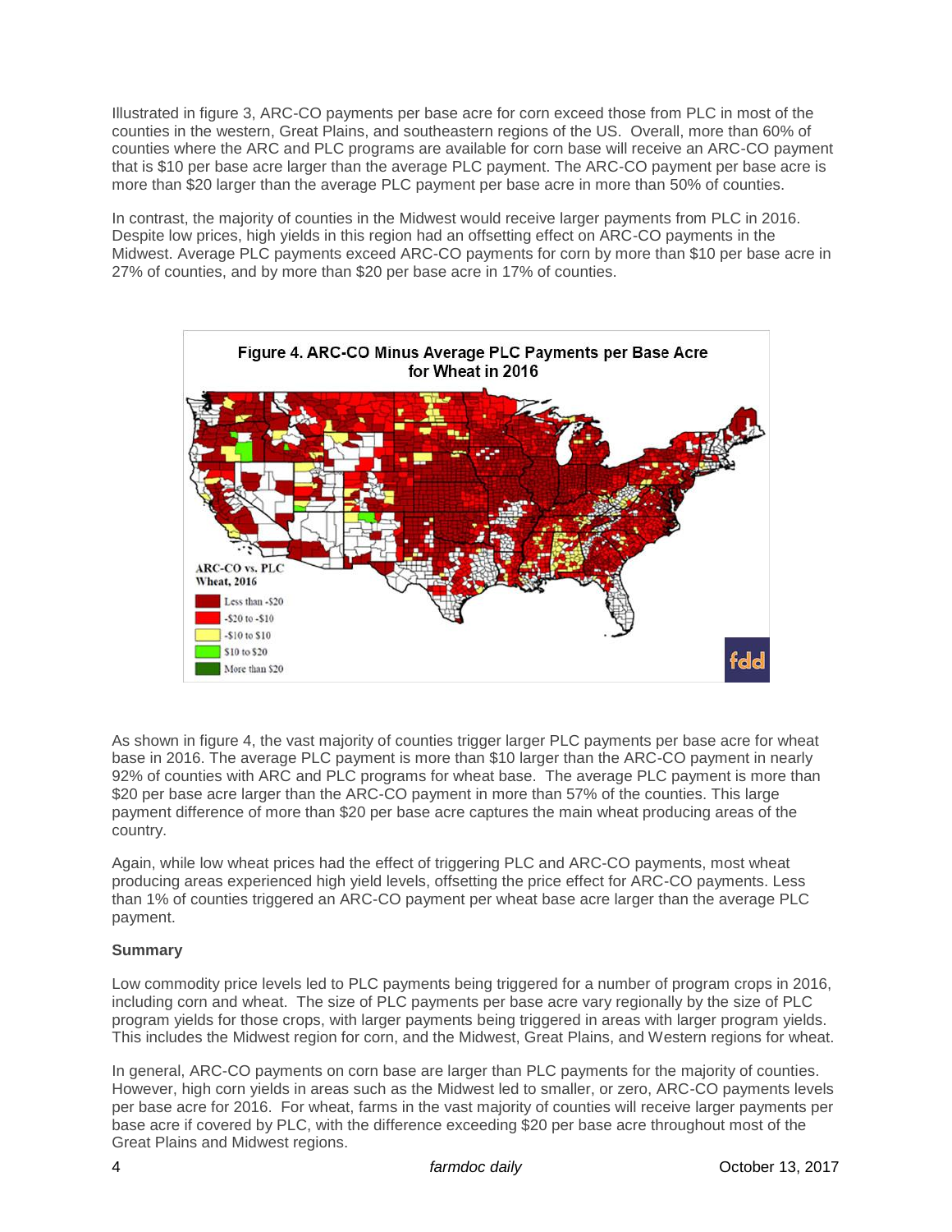Illustrated in figure 3, ARC-CO payments per base acre for corn exceed those from PLC in most of the counties in the western, Great Plains, and southeastern regions of the US. Overall, more than 60% of counties where the ARC and PLC programs are available for corn base will receive an ARC-CO payment that is $10 per base acre larger than the average PLC payment. The ARC-CO payment per base acre is more than $20 larger than the average PLC payment per base acre in more than 50% of counties.

In contrast, the majority of counties in the Midwest would receive larger payments from PLC in 2016. Despite low prices, high yields in this region had an offsetting effect on ARC-CO payments in the Midwest. Average PLC payments exceed ARC-CO payments for corn by more than $10 per base acre in 27% of counties, and by more than $20 per base acre in 17% of counties.

**Figure 4. ARC-CO Minus Average PLC Payments per Base Acre for Wheat in 2016**

As shown in figure 4, the vast majority of counties trigger larger PLC payments per base acre for wheat base in 2016. The average PLC payment is more than $10 larger than the ARC-CO payment in nearly 92% of counties with ARC and PLC programs for wheat base. The average PLC payment is more than $20 per base acre larger than the ARC-CO payment in more than 57% of the counties. This large payment difference of more than $20 per base acre captures the main wheat producing areas of the country.

Again, while low wheat prices had the effect of triggering PLC and ARC-CO payments, most wheat producing areas experienced high yield levels, offsetting the price effect for ARC-CO payments. Less than 1% of counties triggered an ARC-CO payment per wheat base acre larger than the average PLC payment.

**Summary**

Low commodity price levels led to PLC payments being triggered for a number of program crops in 2016, including corn and wheat. The size of PLC payments per base acre vary regionally by the size of PLC program yields for those crops, with larger payments being triggered in areas with larger program yields. This includes the Midwest region for corn, and the Midwest, Great Plains, and Western regions for wheat.

In general, ARC-CO payments on corn base are larger than PLC payments for the majority of counties. However, high corn yields in areas such as the Midwest led to smaller, or zero, ARC-CO payments levels per base acre for 2016. For wheat, farms in the vast majority of counties will receive larger payments per base acre if covered by PLC, with the difference exceeding $20 per base acre throughout most of the Great Plains and Midwest regions.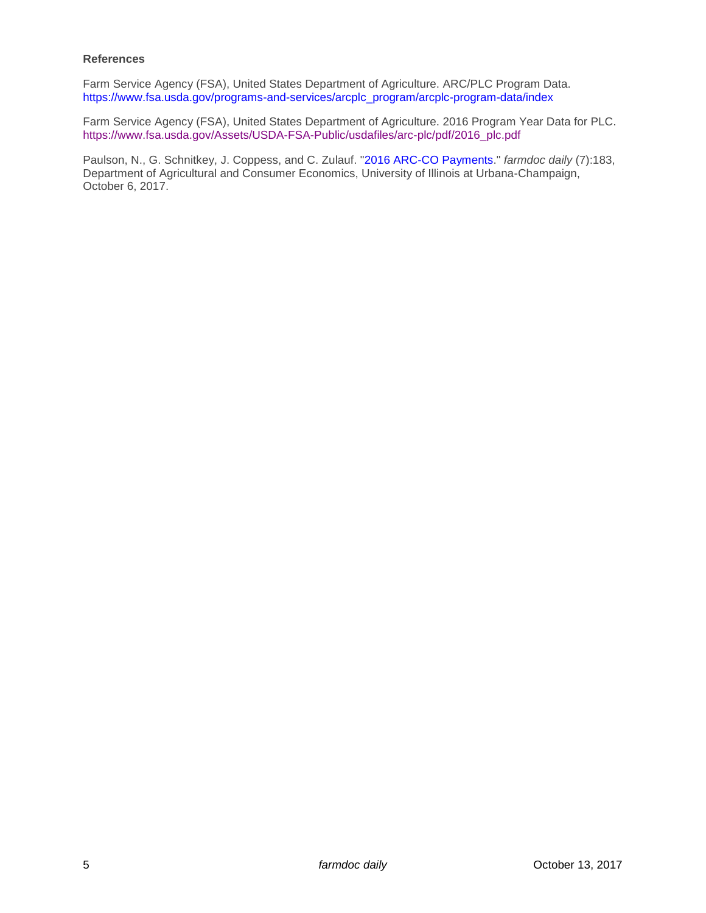**References**

Farm Service Agency (FSA), United States Department of Agriculture. ARC/PLC Program Data. https://www.fsa.usda.gov/programs-and-services/arcplc_program/arcplc-program-data/index

Farm Service Agency (FSA), United States Department of Agriculture. 2016 Program Year Data for PLC. https://www.fsa.usda.gov/Assets/USDA-FSA-Public/usdafiles/arc-plc/pdf/2016_plc.pdf

Paulson, N., G. Schnitkey, J. Coppess, and C. Zulauf. "2016 ARC-CO Payments." *farmdoc daily* (7):183, Department of Agricultural and Consumer Economics, University of Illinois at Urbana-Champaign, October 6, 2017.